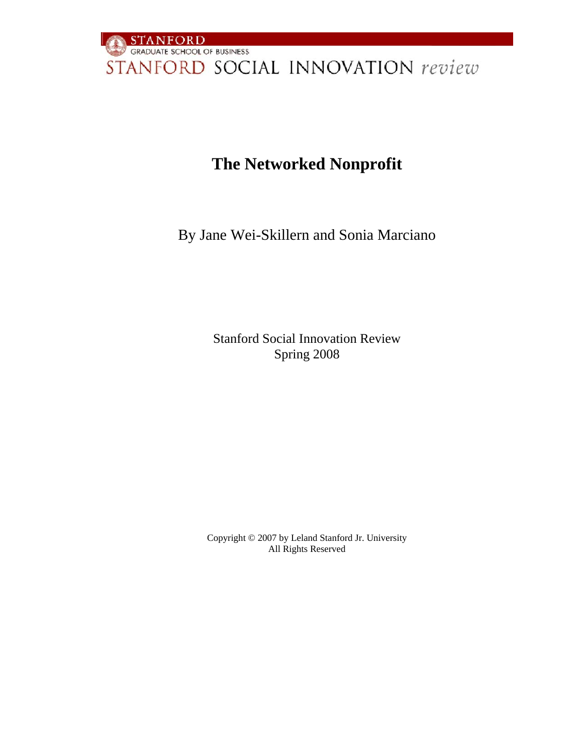STANFORD
GRADUATE SCHOOL OF BUSINESS
STANFORD SOCIAL INNOVATION *review*

# The Networked Nonprofit

By Jane Wei-Skillern and Sonia Marciano

Stanford Social Innovation Review
Spring 2008

Copyright © 2007 by Leland Stanford Jr. University
All Rights Reserved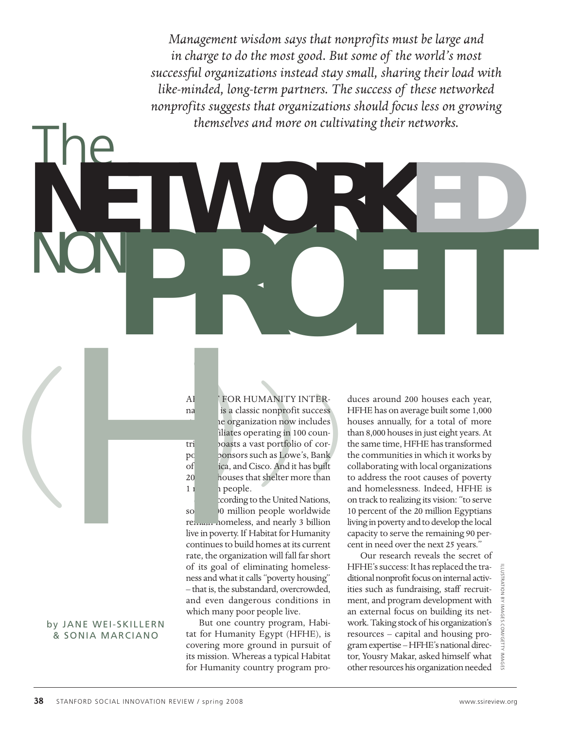*Management wisdom says that nonprofits must be large and in charge to do the most good. But some of the world's most successful organizations instead stay small, sharing their load with like-minded, long-term partners. The success of these networked nonprofits suggests that organizations should focus less on growing themselves and more on cultivating their networks.*

# The NETWORKED NONPROFIT

by JANE WEI-SKILLERN & SONIA MARCIANO

HABITAT FOR HUMANITY INTERNATIONAL is a classic nonprofit success story. The organization now includes … affiliates operating in 100 countries, boasts a vast portfolio of corporate sponsors such as Lowe's, Bank of America, and Cisco. And it has built 200,000 houses that shelter more than 1 million people.

According to the United Nations, some 100 million people worldwide remain homeless, and nearly 3 billion live in poverty. If Habitat for Humanity continues to build homes at its current rate, the organization will fall far short of its goal of eliminating homelessness and what it calls "poverty housing" – that is, the substandard, overcrowded, and even dangerous conditions in which many poor people live.

But one country program, Habitat for Humanity Egypt (HFHE), is covering more ground in pursuit of its mission. Whereas a typical Habitat for Humanity country program produces around 200 houses each year, HFHE has on average built some 1,000 houses annually, for a total of more than 8,000 houses in just eight years. At the same time, HFHE has transformed the communities in which it works by collaborating with local organizations to address the root causes of poverty and homelessness. Indeed, HFHE is on track to realizing its vision: "to serve 10 percent of the 20 million Egyptians living in poverty and to develop the local capacity to serve the remaining 90 percent in need over the next 25 years."

Our research reveals the secret of HFHE's success: It has replaced the traditional nonprofit focus on internal activities such as fundraising, staff recruitment, and program development with an external focus on building its network. Taking stock of his organization's resources – capital and housing program expertise – HFHE's national director, Yousry Makar, asked himself what other resources his organization needed

ILLUSTRATION BY IMAGES.COM/GETTY IMAGES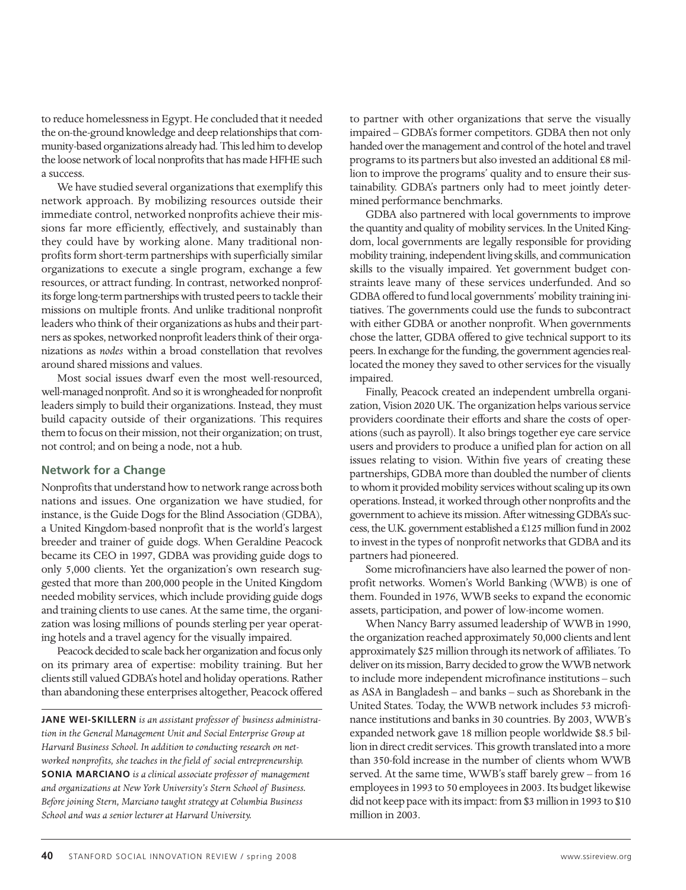to reduce homelessness in Egypt. He concluded that it needed the on-the-ground knowledge and deep relationships that community-based organizations already had. This led him to develop the loose network of local nonprofits that has made HFHE such a success.

We have studied several organizations that exemplify this network approach. By mobilizing resources outside their immediate control, networked nonprofits achieve their missions far more efficiently, effectively, and sustainably than they could have by working alone. Many traditional nonprofits form short-term partnerships with superficially similar organizations to execute a single program, exchange a few resources, or attract funding. In contrast, networked nonprofits forge long-term partnerships with trusted peers to tackle their missions on multiple fronts. And unlike traditional nonprofit leaders who think of their organizations as hubs and their partners as spokes, networked nonprofit leaders think of their organizations as *nodes* within a broad constellation that revolves around shared missions and values.

Most social issues dwarf even the most well-resourced, well-managed nonprofit. And so it is wrongheaded for nonprofit leaders simply to build their organizations. Instead, they must build capacity outside of their organizations. This requires them to focus on their mission, not their organization; on trust, not control; and on being a node, not a hub.

## Network for a Change

Nonprofits that understand how to network range across both nations and issues. One organization we have studied, for instance, is the Guide Dogs for the Blind Association (GDBA), a United Kingdom-based nonprofit that is the world's largest breeder and trainer of guide dogs. When Geraldine Peacock became its CEO in 1997, GDBA was providing guide dogs to only 5,000 clients. Yet the organization's own research suggested that more than 200,000 people in the United Kingdom needed mobility services, which include providing guide dogs and training clients to use canes. At the same time, the organization was losing millions of pounds sterling per year operating hotels and a travel agency for the visually impaired.

Peacock decided to scale back her organization and focus only on its primary area of expertise: mobility training. But her clients still valued GDBA's hotel and holiday operations. Rather than abandoning these enterprises altogether, Peacock offered to partner with other organizations that serve the visually impaired – GDBA's former competitors. GDBA then not only handed over the management and control of the hotel and travel programs to its partners but also invested an additional £8 million to improve the programs' quality and to ensure their sustainability. GDBA's partners only had to meet jointly determined performance benchmarks.

GDBA also partnered with local governments to improve the quantity and quality of mobility services. In the United Kingdom, local governments are legally responsible for providing mobility training, independent living skills, and communication skills to the visually impaired. Yet government budget constraints leave many of these services underfunded. And so GDBA offered to fund local governments' mobility training initiatives. The governments could use the funds to subcontract with either GDBA or another nonprofit. When governments chose the latter, GDBA offered to give technical support to its peers. In exchange for the funding, the government agencies reallocated the money they saved to other services for the visually impaired.

Finally, Peacock created an independent umbrella organization, Vision 2020 UK. The organization helps various service providers coordinate their efforts and share the costs of operations (such as payroll). It also brings together eye care service users and providers to produce a unified plan for action on all issues relating to vision. Within five years of creating these partnerships, GDBA more than doubled the number of clients to whom it provided mobility services without scaling up its own operations. Instead, it worked through other nonprofits and the government to achieve its mission. After witnessing GDBA's success, the U.K. government established a £125 million fund in 2002 to invest in the types of nonprofit networks that GDBA and its partners had pioneered.

Some microfinanciers have also learned the power of nonprofit networks. Women's World Banking (WWB) is one of them. Founded in 1976, WWB seeks to expand the economic assets, participation, and power of low-income women.

When Nancy Barry assumed leadership of WWB in 1990, the organization reached approximately 50,000 clients and lent approximately $25 million through its network of affiliates. To deliver on its mission, Barry decided to grow the WWB network to include more independent microfinance institutions – such as ASA in Bangladesh – and banks – such as Shorebank in the United States. Today, the WWB network includes 53 microfinance institutions and banks in 30 countries. By 2003, WWB's expanded network gave 18 million people worldwide $8.5 billion in direct credit services. This growth translated into a more than 350-fold increase in the number of clients whom WWB served. At the same time, WWB's staff barely grew – from 16 employees in 1993 to 50 employees in 2003. Its budget likewise did not keep pace with its impact: from $3 million in 1993 to $10 million in 2003.

---

**JANE WEI-SKILLERN** *is an assistant professor of business administration in the General Management Unit and Social Enterprise Group at Harvard Business School. In addition to conducting research on networked nonprofits, she teaches in the field of social entrepreneurship.*

**SONIA MARCIANO** *is a clinical associate professor of management and organizations at New York University's Stern School of Business. Before joining Stern, Marciano taught strategy at Columbia Business School and was a senior lecturer at Harvard University.*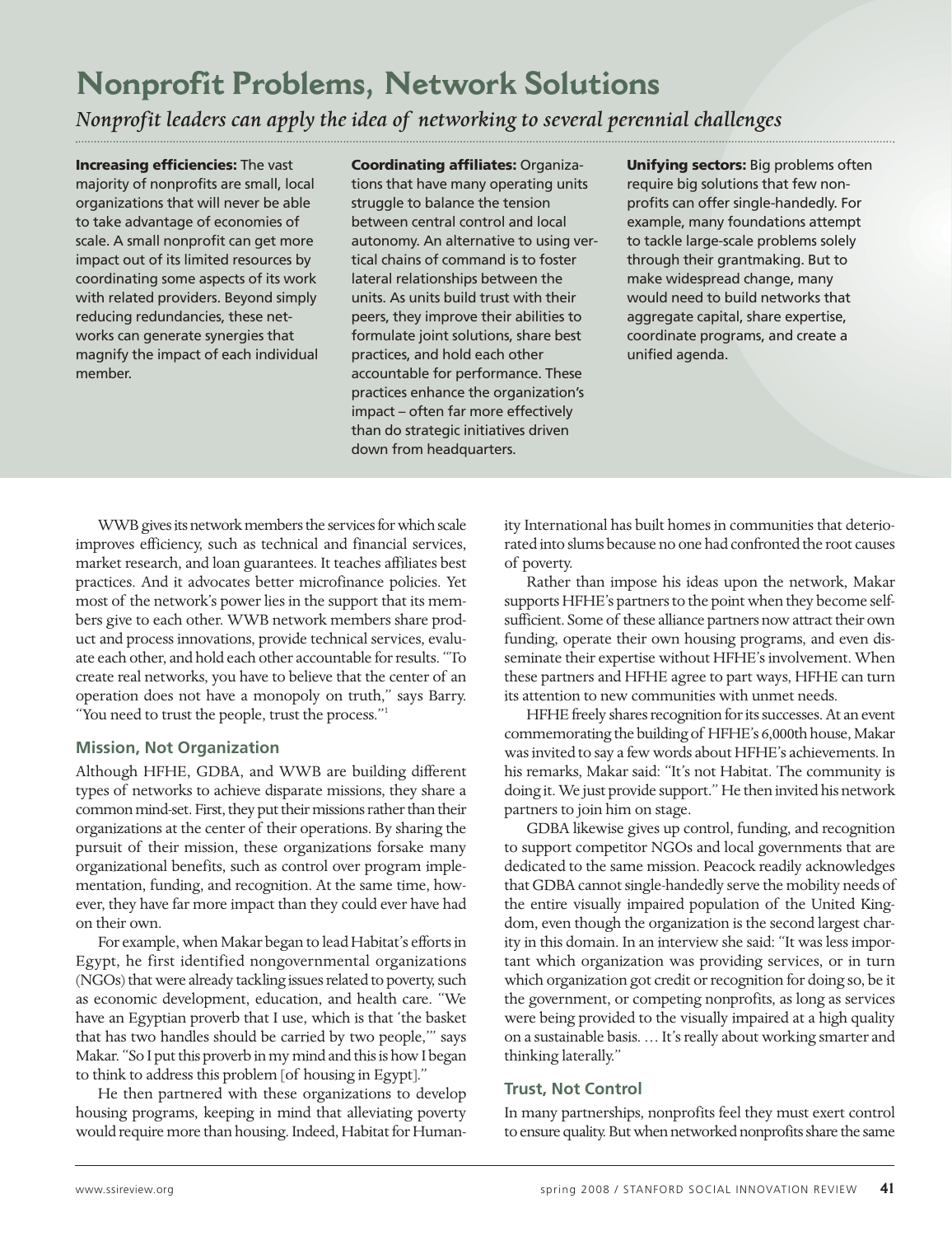# Nonprofit Problems, Network Solutions

*Nonprofit leaders can apply the idea of networking to several perennial challenges*

**Increasing efficiencies:** The vast majority of nonprofits are small, local organizations that will never be able to take advantage of economies of scale. A small nonprofit can get more impact out of its limited resources by coordinating some aspects of its work with related providers. Beyond simply reducing redundancies, these networks can generate synergies that magnify the impact of each individual member.

**Coordinating affiliates:** Organizations that have many operating units struggle to balance the tension between central control and local autonomy. An alternative to using vertical chains of command is to foster lateral relationships between the units. As units build trust with their peers, they improve their abilities to formulate joint solutions, share best practices, and hold each other accountable for performance. These practices enhance the organization's impact – often far more effectively than do strategic initiatives driven down from headquarters.

**Unifying sectors:** Big problems often require big solutions that few nonprofits can offer single-handedly. For example, many foundations attempt to tackle large-scale problems solely through their grantmaking. But to make widespread change, many would need to build networks that aggregate capital, share expertise, coordinate programs, and create a unified agenda.

WWB gives its network members the services for which scale improves efficiency, such as technical and financial services, market research, and loan guarantees. It teaches affiliates best practices. And it advocates better microfinance policies. Yet most of the network's power lies in the support that its members give to each other. WWB network members share product and process innovations, provide technical services, evaluate each other, and hold each other accountable for results. "To create real networks, you have to believe that the center of an operation does not have a monopoly on truth," says Barry. "You need to trust the people, trust the process."[1]

## Mission, Not Organization

Although HFHE, GDBA, and WWB are building different types of networks to achieve disparate missions, they share a common mind-set. First, they put their missions rather than their organizations at the center of their operations. By sharing the pursuit of their mission, these organizations forsake many organizational benefits, such as control over program implementation, funding, and recognition. At the same time, however, they have far more impact than they could ever have had on their own.

For example, when Makar began to lead Habitat's efforts in Egypt, he first identified nongovernmental organizations (NGOs) that were already tackling issues related to poverty, such as economic development, education, and health care. "We have an Egyptian proverb that I use, which is that 'the basket that has two handles should be carried by two people,'" says Makar. "So I put this proverb in my mind and this is how I began to think to address this problem [of housing in Egypt]."

He then partnered with these organizations to develop housing programs, keeping in mind that alleviating poverty would require more than housing. Indeed, Habitat for Humanity International has built homes in communities that deteriorated into slums because no one had confronted the root causes of poverty.

Rather than impose his ideas upon the network, Makar supports HFHE's partners to the point when they become self-sufficient. Some of these alliance partners now attract their own funding, operate their own housing programs, and even disseminate their expertise without HFHE's involvement. When these partners and HFHE agree to part ways, HFHE can turn its attention to new communities with unmet needs.

HFHE freely shares recognition for its successes. At an event commemorating the building of HFHE's 6,000th house, Makar was invited to say a few words about HFHE's achievements. In his remarks, Makar said: "It's not Habitat. The community is doing it. We just provide support." He then invited his network partners to join him on stage.

GDBA likewise gives up control, funding, and recognition to support competitor NGOs and local governments that are dedicated to the same mission. Peacock readily acknowledges that GDBA cannot single-handedly serve the mobility needs of the entire visually impaired population of the United Kingdom, even though the organization is the second largest charity in this domain. In an interview she said: "It was less important which organization was providing services, or in turn which organization got credit or recognition for doing so, be it the government, or competing nonprofits, as long as services were being provided to the visually impaired at a high quality on a sustainable basis. … It's really about working smarter and thinking laterally."

## Trust, Not Control

In many partnerships, nonprofits feel they must exert control to ensure quality. But when networked nonprofits share the same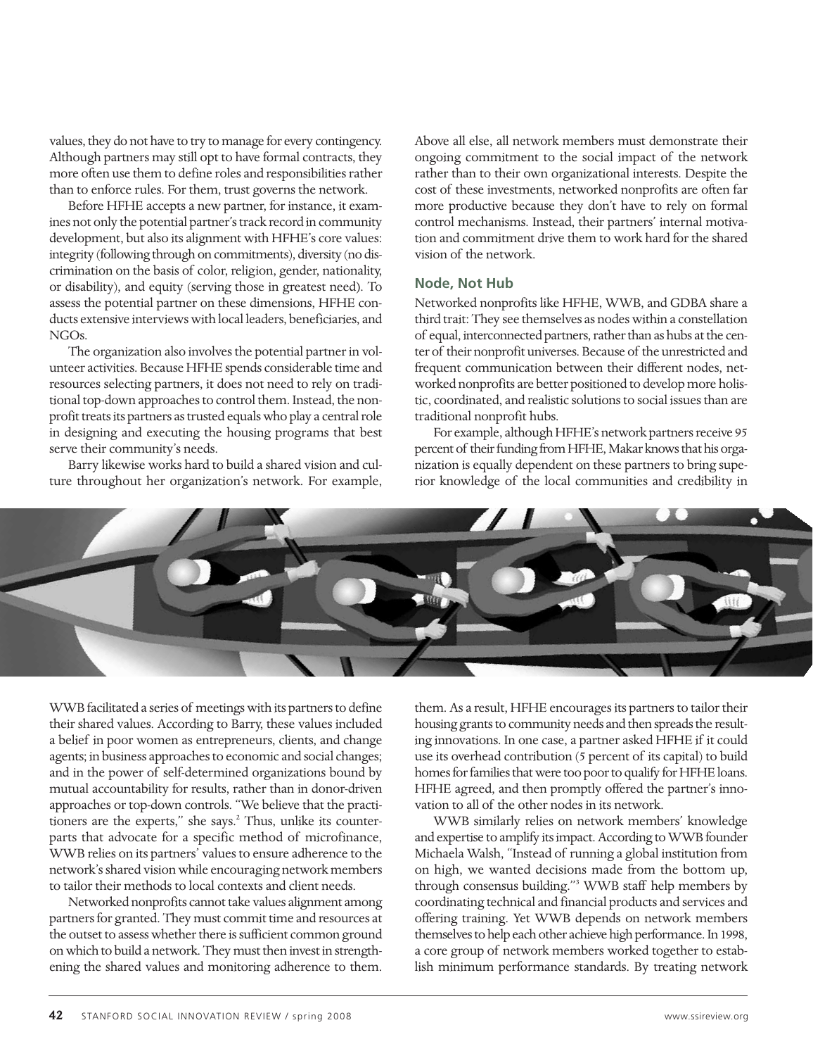values, they do not have to try to manage for every contingency. Although partners may still opt to have formal contracts, they more often use them to define roles and responsibilities rather than to enforce rules. For them, trust governs the network.

Before HFHE accepts a new partner, for instance, it examines not only the potential partner's track record in community development, but also its alignment with HFHE's core values: integrity (following through on commitments), diversity (no discrimination on the basis of color, religion, gender, nationality, or disability), and equity (serving those in greatest need). To assess the potential partner on these dimensions, HFHE conducts extensive interviews with local leaders, beneficiaries, and NGOs.

The organization also involves the potential partner in volunteer activities. Because HFHE spends considerable time and resources selecting partners, it does not need to rely on traditional top-down approaches to control them. Instead, the nonprofit treats its partners as trusted equals who play a central role in designing and executing the housing programs that best serve their community's needs.

Barry likewise works hard to build a shared vision and culture throughout her organization's network. For example, WWB facilitated a series of meetings with its partners to define their shared values. According to Barry, these values included a belief in poor women as entrepreneurs, clients, and change agents; in business approaches to economic and social changes; and in the power of self-determined organizations bound by mutual accountability for results, rather than in donor-driven approaches or top-down controls. "We believe that the practitioners are the experts," she says.[2] Thus, unlike its counterparts that advocate for a specific method of microfinance, WWB relies on its partners' values to ensure adherence to the network's shared vision while encouraging network members to tailor their methods to local contexts and client needs.

Networked nonprofits cannot take values alignment among partners for granted. They must commit time and resources at the outset to assess whether there is sufficient common ground on which to build a network. They must then invest in strengthening the shared values and monitoring adherence to them. Above all else, all network members must demonstrate their ongoing commitment to the social impact of the network rather than to their own organizational interests. Despite the cost of these investments, networked nonprofits are often far more productive because they don't have to rely on formal control mechanisms. Instead, their partners' internal motivation and commitment drive them to work hard for the shared vision of the network.

## Node, Not Hub

Networked nonprofits like HFHE, WWB, and GDBA share a third trait: They see themselves as nodes within a constellation of equal, interconnected partners, rather than as hubs at the center of their nonprofit universes. Because of the unrestricted and frequent communication between their different nodes, networked nonprofits are better positioned to develop more holistic, coordinated, and realistic solutions to social issues than are traditional nonprofit hubs.

For example, although HFHE's network partners receive 95 percent of their funding from HFHE, Makar knows that his organization is equally dependent on these partners to bring superior knowledge of the local communities and credibility in them. As a result, HFHE encourages its partners to tailor their housing grants to community needs and then spreads the resulting innovations. In one case, a partner asked HFHE if it could use its overhead contribution (5 percent of its capital) to build homes for families that were too poor to qualify for HFHE loans. HFHE agreed, and then promptly offered the partner's innovation to all of the other nodes in its network.

WWB similarly relies on network members' knowledge and expertise to amplify its impact. According to WWB founder Michaela Walsh, "Instead of running a global institution from on high, we wanted decisions made from the bottom up, through consensus building."[3] WWB staff help members by coordinating technical and financial products and services and offering training. Yet WWB depends on network members themselves to help each other achieve high performance. In 1998, a core group of network members worked together to establish minimum performance standards. By treating network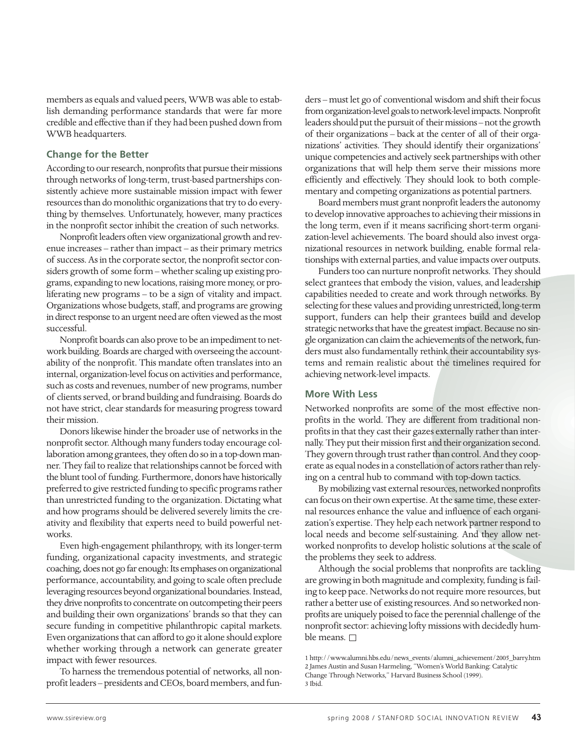members as equals and valued peers, WWB was able to establish demanding performance standards that were far more credible and effective than if they had been pushed down from WWB headquarters.

### Change for the Better

According to our research, nonprofits that pursue their missions through networks of long-term, trust-based partnerships consistently achieve more sustainable mission impact with fewer resources than do monolithic organizations that try to do everything by themselves. Unfortunately, however, many practices in the nonprofit sector inhibit the creation of such networks.

Nonprofit leaders often view organizational growth and revenue increases – rather than impact – as their primary metrics of success. As in the corporate sector, the nonprofit sector considers growth of some form – whether scaling up existing programs, expanding to new locations, raising more money, or proliferating new programs – to be a sign of vitality and impact. Organizations whose budgets, staff, and programs are growing in direct response to an urgent need are often viewed as the most successful.

Nonprofit boards can also prove to be an impediment to network building. Boards are charged with overseeing the accountability of the nonprofit. This mandate often translates into an internal, organization-level focus on activities and performance, such as costs and revenues, number of new programs, number of clients served, or brand building and fundraising. Boards do not have strict, clear standards for measuring progress toward their mission.

Donors likewise hinder the broader use of networks in the nonprofit sector. Although many funders today encourage collaboration among grantees, they often do so in a top-down manner. They fail to realize that relationships cannot be forced with the blunt tool of funding. Furthermore, donors have historically preferred to give restricted funding to specific programs rather than unrestricted funding to the organization. Dictating what and how programs should be delivered severely limits the creativity and flexibility that experts need to build powerful networks.

Even high-engagement philanthropy, with its longer-term funding, organizational capacity investments, and strategic coaching, does not go far enough: Its emphases on organizational performance, accountability, and going to scale often preclude leveraging resources beyond organizational boundaries. Instead, they drive nonprofits to concentrate on outcompeting their peers and building their own organizations' brands so that they can secure funding in competitive philanthropic capital markets. Even organizations that can afford to go it alone should explore whether working through a network can generate greater impact with fewer resources.

To harness the tremendous potential of networks, all nonprofit leaders – presidents and CEOs, board members, and funders – must let go of conventional wisdom and shift their focus from organization-level goals to network-level impacts. Nonprofit leaders should put the pursuit of their missions – not the growth of their organizations – back at the center of all of their organizations' activities. They should identify their organizations' unique competencies and actively seek partnerships with other organizations that will help them serve their missions more efficiently and effectively. They should look to both complementary and competing organizations as potential partners.

Board members must grant nonprofit leaders the autonomy to develop innovative approaches to achieving their missions in the long term, even if it means sacrificing short-term organization-level achievements. The board should also invest organizational resources in network building, enable formal relationships with external parties, and value impacts over outputs.

Funders too can nurture nonprofit networks. They should select grantees that embody the vision, values, and leadership capabilities needed to create and work through networks. By selecting for these values and providing unrestricted, long-term support, funders can help their grantees build and develop strategic networks that have the greatest impact. Because no single organization can claim the achievements of the network, funders must also fundamentally rethink their accountability systems and remain realistic about the timelines required for achieving network-level impacts.

### More With Less

Networked nonprofits are some of the most effective nonprofits in the world. They are different from traditional nonprofits in that they cast their gazes externally rather than internally. They put their mission first and their organization second. They govern through trust rather than control. And they cooperate as equal nodes in a constellation of actors rather than relying on a central hub to command with top-down tactics.

By mobilizing vast external resources, networked nonprofits can focus on their own expertise. At the same time, these external resources enhance the value and influence of each organization's expertise. They help each network partner respond to local needs and become self-sustaining. And they allow networked nonprofits to develop holistic solutions at the scale of the problems they seek to address.

Although the social problems that nonprofits are tackling are growing in both magnitude and complexity, funding is failing to keep pace. Networks do not require more resources, but rather a better use of existing resources. And so networked nonprofits are uniquely poised to face the perennial challenge of the nonprofit sector: achieving lofty missions with decidedly humble means. □

1 http://www.alumni.hbs.edu/news_events/alumni_achievement/2005_barry.htm
2 James Austin and Susan Harmeling, "Women's World Banking: Catalytic Change Through Networks," Harvard Business School (1999).
3 Ibid.